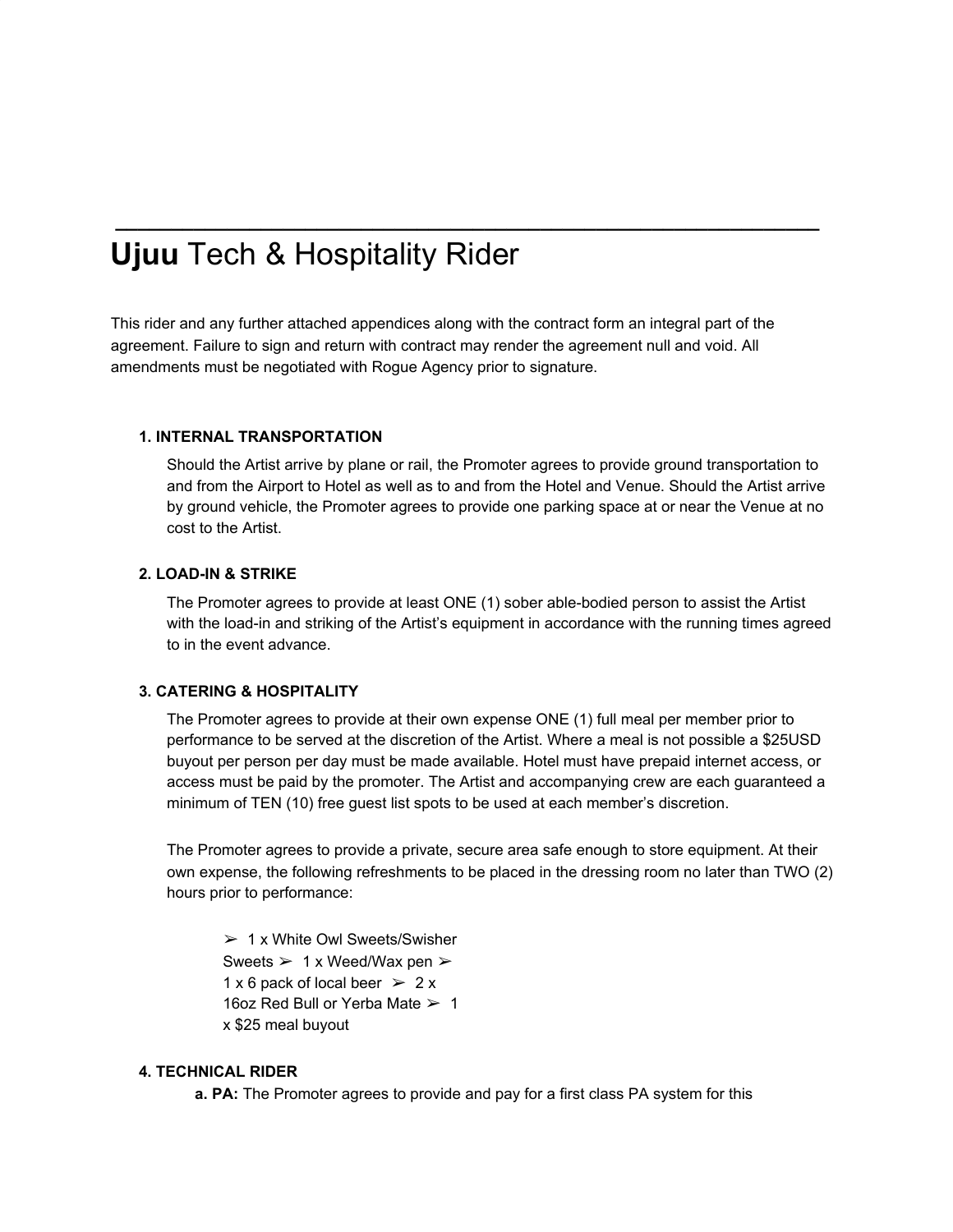---

# **Ujuu** Tech & Hospitality Rider

This rider and any further attached appendices along with the contract form an integral part of the agreement. Failure to sign and return with contract may render the agreement null and void. All amendments must be negotiated with Rogue Agency prior to signature.

### 1. INTERNAL TRANSPORTATION

Should the Artist arrive by plane or rail, the Promoter agrees to provide ground transportation to and from the Airport to Hotel as well as to and from the Hotel and Venue. Should the Artist arrive by ground vehicle, the Promoter agrees to provide one parking space at or near the Venue at no cost to the Artist.

### 2. LOAD-IN & STRIKE

The Promoter agrees to provide at least ONE (1) sober able-bodied person to assist the Artist with the load-in and striking of the Artist's equipment in accordance with the running times agreed to in the event advance.

### 3. CATERING & HOSPITALITY

The Promoter agrees to provide at their own expense ONE (1) full meal per member prior to performance to be served at the discretion of the Artist. Where a meal is not possible a $25USD buyout per person per day must be made available. Hotel must have prepaid internet access, or access must be paid by the promoter. The Artist and accompanying crew are each guaranteed a minimum of TEN (10) free guest list spots to be used at each member's discretion.

The Promoter agrees to provide a private, secure area safe enough to store equipment. At their own expense, the following refreshments to be placed in the dressing room no later than TWO (2) hours prior to performance:

- 1 x White Owl Sweets/Swisher Sweets
- 1 x Weed/Wax pen
- 1 x 6 pack of local beer
- 2 x 16oz Red Bull or Yerba Mate
- 1 x $25 meal buyout

### 4. TECHNICAL RIDER

**a. PA:** The Promoter agrees to provide and pay for a first class PA system for this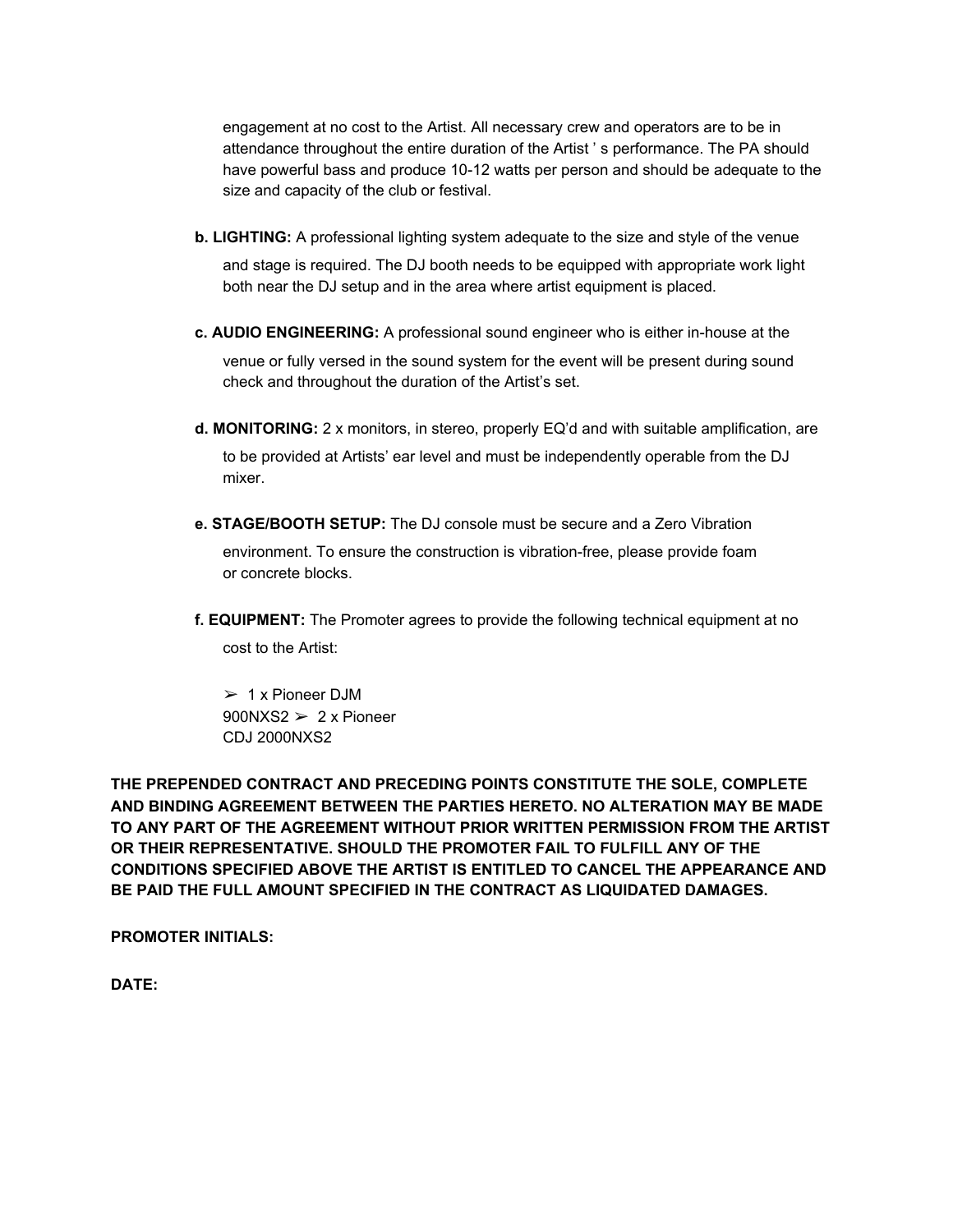engagement at no cost to the Artist. All necessary crew and operators are to be in attendance throughout the entire duration of the Artist ' s performance. The PA should have powerful bass and produce 10-12 watts per person and should be adequate to the size and capacity of the club or festival.

**b. LIGHTING:** A professional lighting system adequate to the size and style of the venue and stage is required. The DJ booth needs to be equipped with appropriate work light both near the DJ setup and in the area where artist equipment is placed.

**c. AUDIO ENGINEERING:** A professional sound engineer who is either in-house at the venue or fully versed in the sound system for the event will be present during sound check and throughout the duration of the Artist's set.

**d. MONITORING:** 2 x monitors, in stereo, properly EQ'd and with suitable amplification, are to be provided at Artists' ear level and must be independently operable from the DJ mixer.

**e. STAGE/BOOTH SETUP:** The DJ console must be secure and a Zero Vibration environment. To ensure the construction is vibration-free, please provide foam or concrete blocks.

**f. EQUIPMENT:** The Promoter agrees to provide the following technical equipment at no cost to the Artist:

➢ 1 x Pioneer DJM 900NXS2
➢ 2 x Pioneer CDJ 2000NXS2

**THE PREPENDED CONTRACT AND PRECEDING POINTS CONSTITUTE THE SOLE, COMPLETE AND BINDING AGREEMENT BETWEEN THE PARTIES HERETO. NO ALTERATION MAY BE MADE TO ANY PART OF THE AGREEMENT WITHOUT PRIOR WRITTEN PERMISSION FROM THE ARTIST OR THEIR REPRESENTATIVE. SHOULD THE PROMOTER FAIL TO FULFILL ANY OF THE CONDITIONS SPECIFIED ABOVE THE ARTIST IS ENTITLED TO CANCEL THE APPEARANCE AND BE PAID THE FULL AMOUNT SPECIFIED IN THE CONTRACT AS LIQUIDATED DAMAGES.**

**PROMOTER INITIALS:**

**DATE:**